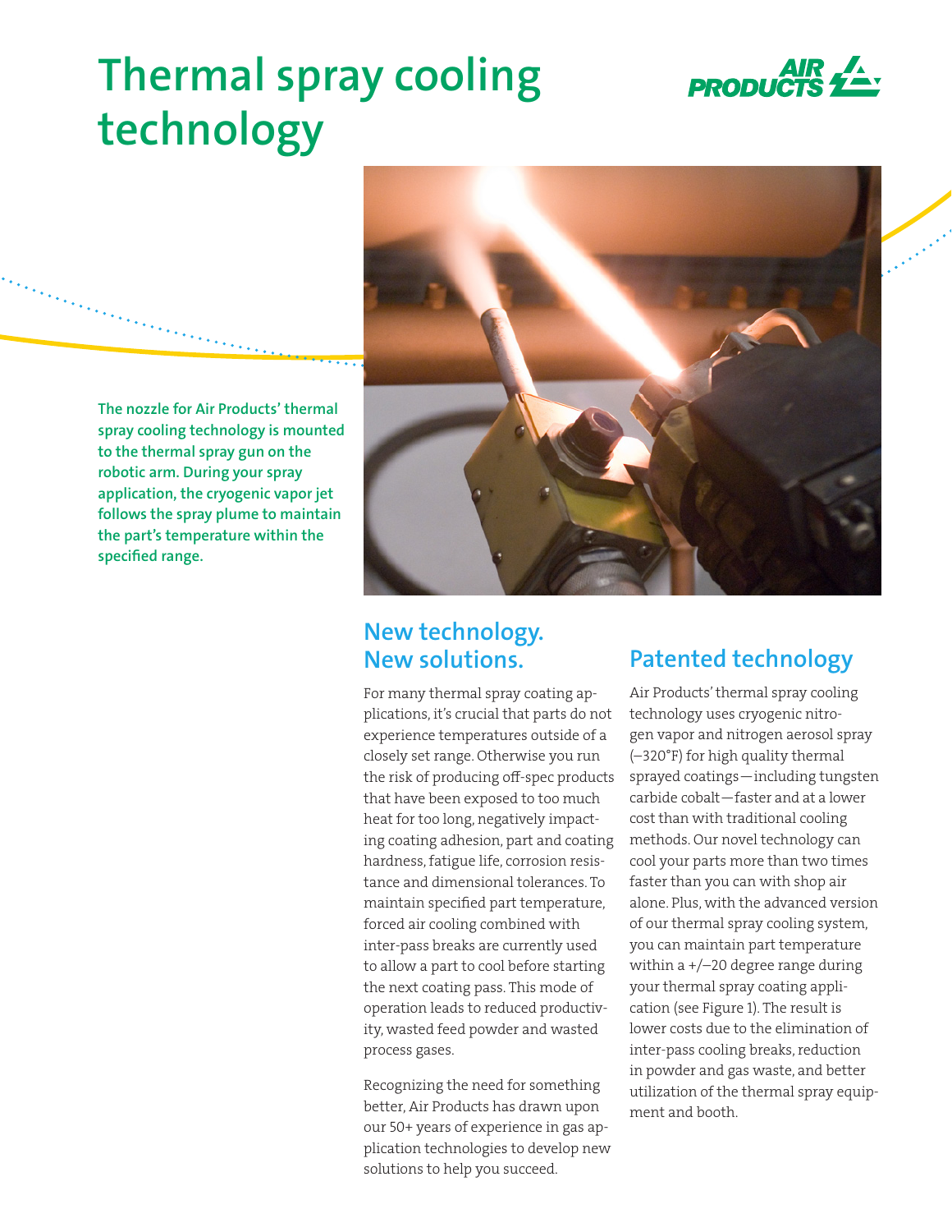# Thermal spray cooling technology

**The nozzle for Air Products' thermal spray cooling technology is mounted to the thermal spray gun on the robotic arm. During your spray application, the cryogenic vapor jet follows the spray plume to maintain the part's temperature within the specified range.**

## New technology. New solutions.

For many thermal spray coating applications, it's crucial that parts do not experience temperatures outside of a closely set range. Otherwise you run the risk of producing off-spec products that have been exposed to too much heat for too long, negatively impacting coating adhesion, part and coating hardness, fatigue life, corrosion resistance and dimensional tolerances. To maintain specified part temperature, forced air cooling combined with inter-pass breaks are currently used to allow a part to cool before starting the next coating pass. This mode of operation leads to reduced productivity, wasted feed powder and wasted process gases.

Recognizing the need for something better, Air Products has drawn upon our 50+ years of experience in gas application technologies to develop new solutions to help you succeed.

## Patented technology

Air Products' thermal spray cooling technology uses cryogenic nitrogen vapor and nitrogen aerosol spray (–320°F) for high quality thermal sprayed coatings—including tungsten carbide cobalt—faster and at a lower cost than with traditional cooling methods. Our novel technology can cool your parts more than two times faster than you can with shop air alone. Plus, with the advanced version of our thermal spray cooling system, you can maintain part temperature within a +/–20 degree range during your thermal spray coating application (see Figure 1). The result is lower costs due to the elimination of inter-pass cooling breaks, reduction in powder and gas waste, and better utilization of the thermal spray equipment and booth.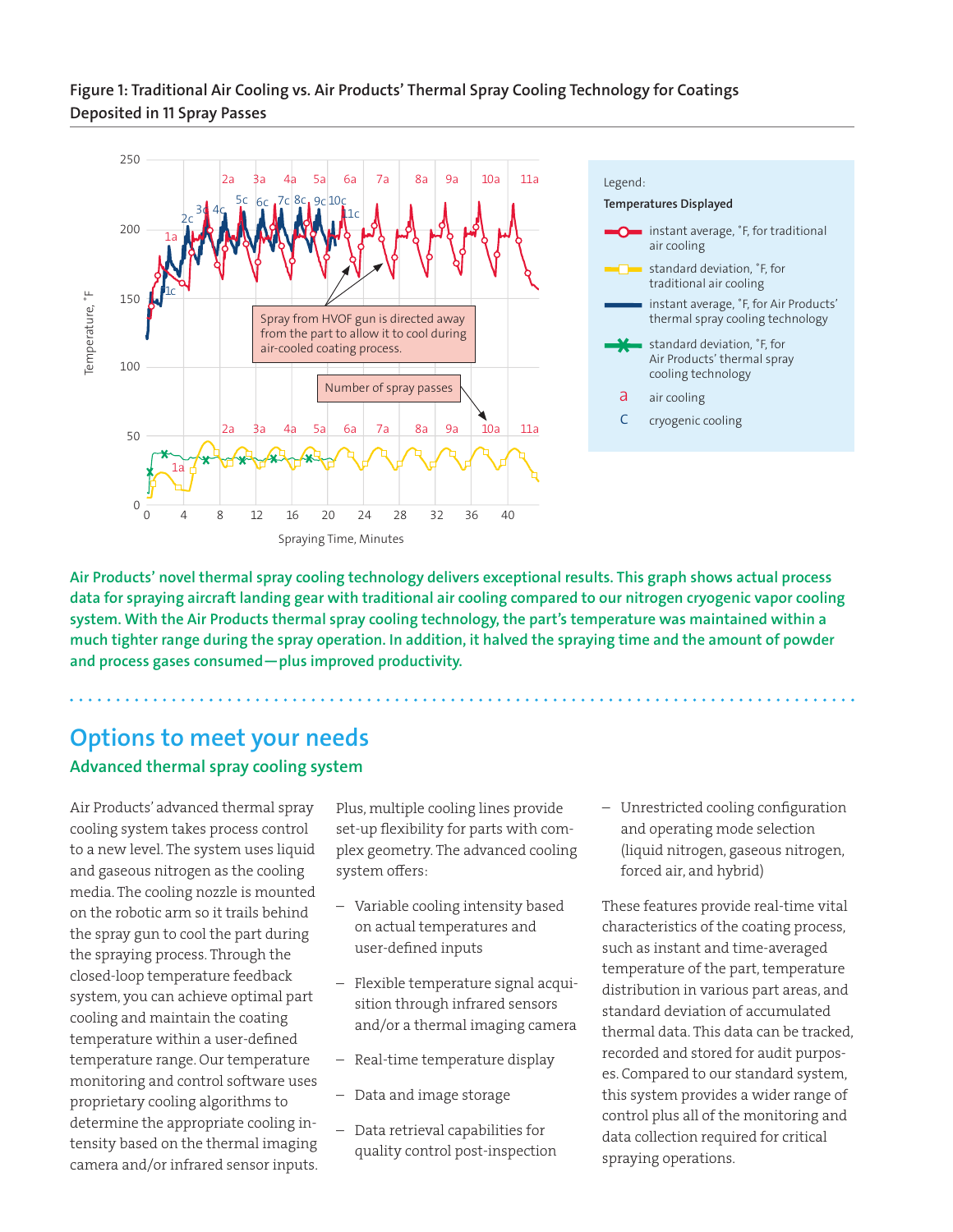**Figure 1: Traditional Air Cooling vs. Air Products' Thermal Spray Cooling Technology for Coatings Deposited in 11 Spray Passes**

Legend:

**Temperatures Displayed**

- instant average, °F, for traditional air cooling
- standard deviation, °F, for traditional air cooling
- instant average, °F, for Air Products' thermal spray cooling technology
- standard deviation, °F, for Air Products' thermal spray cooling technology
- a — air cooling
- c — cryogenic cooling

Spray from HVOF gun is directed away from the part to allow it to cool during air-cooled coating process.

Number of spray passes

Temperature, °F

Spraying Time, Minutes

**Air Products' novel thermal spray cooling technology delivers exceptional results. This graph shows actual process data for spraying aircraft landing gear with traditional air cooling compared to our nitrogen cryogenic vapor cooling system. With the Air Products thermal spray cooling technology, the part's temperature was maintained within a much tighter range during the spray operation. In addition, it halved the spraying time and the amount of powder and process gases consumed—plus improved productivity.**

## Options to meet your needs

### Advanced thermal spray cooling system

Air Products' advanced thermal spray cooling system takes process control to a new level. The system uses liquid and gaseous nitrogen as the cooling media. The cooling nozzle is mounted on the robotic arm so it trails behind the spray gun to cool the part during the spraying process. Through the closed-loop temperature feedback system, you can achieve optimal part cooling and maintain the coating temperature within a user-defined temperature range. Our temperature monitoring and control software uses proprietary cooling algorithms to determine the appropriate cooling intensity based on the thermal imaging camera and/or infrared sensor inputs. Plus, multiple cooling lines provide set-up flexibility for parts with complex geometry. The advanced cooling system offers:

- Variable cooling intensity based on actual temperatures and user-defined inputs
- Flexible temperature signal acquisition through infrared sensors and/or a thermal imaging camera
- Real-time temperature display
- Data and image storage
- Data retrieval capabilities for quality control post-inspection
- Unrestricted cooling configuration and operating mode selection (liquid nitrogen, gaseous nitrogen, forced air, and hybrid)

These features provide real-time vital characteristics of the coating process, such as instant and time-averaged temperature of the part, temperature distribution in various part areas, and standard deviation of accumulated thermal data. This data can be tracked, recorded and stored for audit purposes. Compared to our standard system, this system provides a wider range of control plus all of the monitoring and data collection required for critical spraying operations.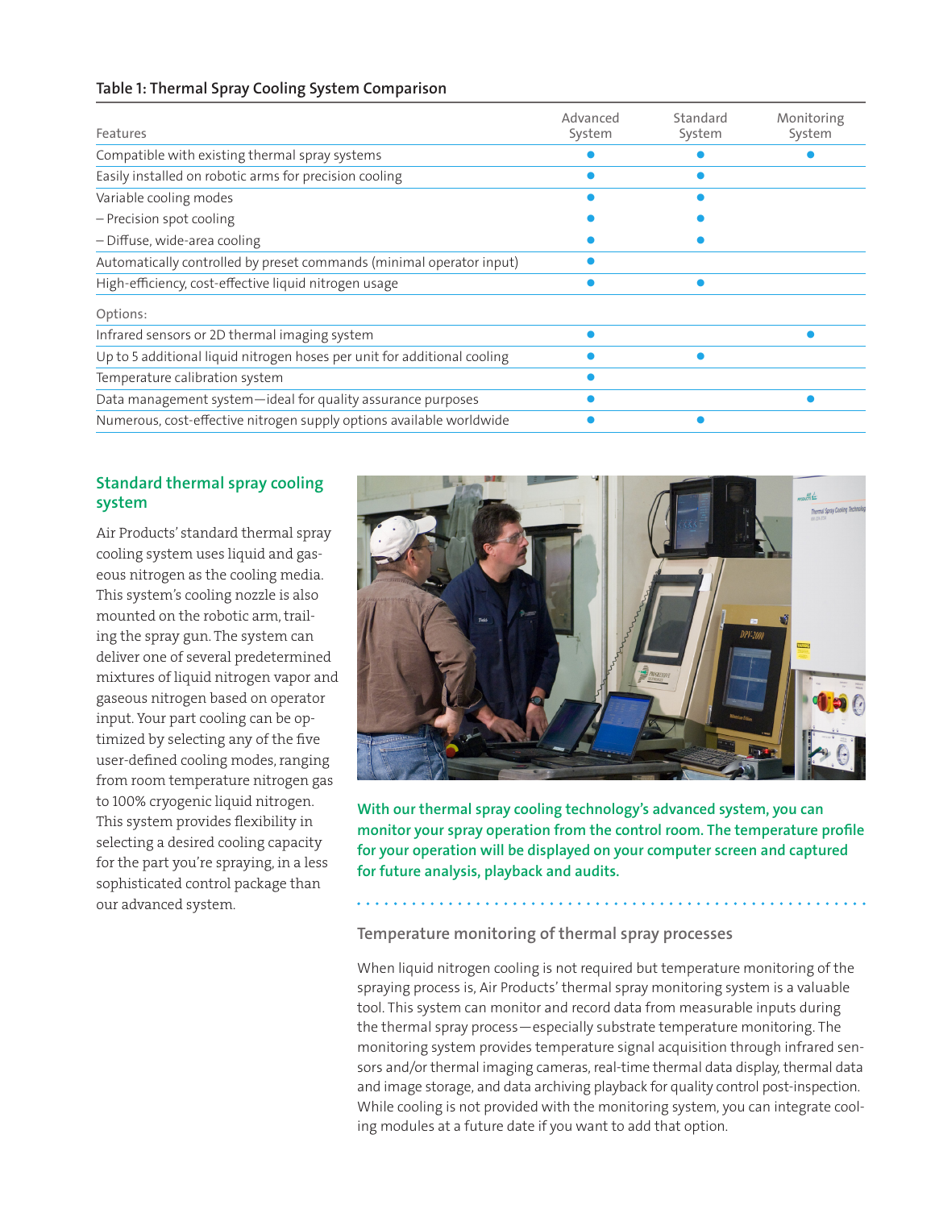**Table 1: Thermal Spray Cooling System Comparison**

| Features | Advanced System | Standard System | Monitoring System |
|---|---|---|---|
| Compatible with existing thermal spray systems | ● | ● | ● |
| Easily installed on robotic arms for precision cooling | ● | ● | |
| Variable cooling modes | ● | ● | |
| – Precision spot cooling | ● | ● | |
| – Diffuse, wide-area cooling | ● | ● | |
| Automatically controlled by preset commands (minimal operator input) | ● | | |
| High-efficiency, cost-effective liquid nitrogen usage | ● | ● | |
| Options: | | | |
| Infrared sensors or 2D thermal imaging system | ● | | ● |
| Up to 5 additional liquid nitrogen hoses per unit for additional cooling | ● | ● | |
| Temperature calibration system | ● | | |
| Data management system—ideal for quality assurance purposes | ● | | ● |
| Numerous, cost-effective nitrogen supply options available worldwide | ● | ● | |

## Standard thermal spray cooling system

Air Products' standard thermal spray cooling system uses liquid and gaseous nitrogen as the cooling media. This system's cooling nozzle is also mounted on the robotic arm, trailing the spray gun. The system can deliver one of several predetermined mixtures of liquid nitrogen vapor and gaseous nitrogen based on operator input. Your part cooling can be optimized by selecting any of the five user-defined cooling modes, ranging from room temperature nitrogen gas to 100% cryogenic liquid nitrogen. This system provides flexibility in selecting a desired cooling capacity for the part you're spraying, in a less sophisticated control package than our advanced system.

With our thermal spray cooling technology's advanced system, you can monitor your spray operation from the control room. The temperature profile for your operation will be displayed on your computer screen and captured for future analysis, playback and audits.

### Temperature monitoring of thermal spray processes

When liquid nitrogen cooling is not required but temperature monitoring of the spraying process is, Air Products' thermal spray monitoring system is a valuable tool. This system can monitor and record data from measurable inputs during the thermal spray process—especially substrate temperature monitoring. The monitoring system provides temperature signal acquisition through infrared sensors and/or thermal imaging cameras, real-time thermal data display, thermal data and image storage, and data archiving playback for quality control post-inspection. While cooling is not provided with the monitoring system, you can integrate cooling modules at a future date if you want to add that option.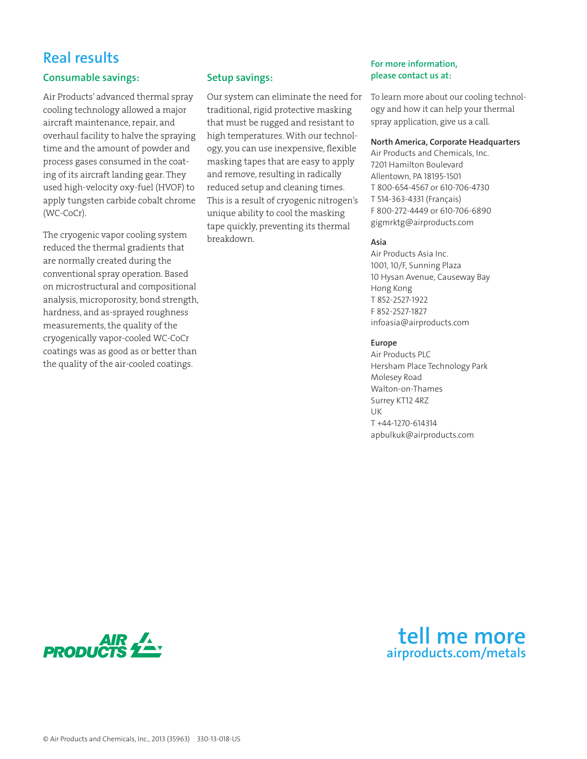## Real results

### Consumable savings:

Air Products' advanced thermal spray cooling technology allowed a major aircraft maintenance, repair, and overhaul facility to halve the spraying time and the amount of powder and process gases consumed in the coating of its aircraft landing gear. They used high-velocity oxy-fuel (HVOF) to apply tungsten carbide cobalt chrome (WC-CoCr).

The cryogenic vapor cooling system reduced the thermal gradients that are normally created during the conventional spray operation. Based on microstructural and compositional analysis, microporosity, bond strength, hardness, and as-sprayed roughness measurements, the quality of the cryogenically vapor-cooled WC-CoCr coatings was as good as or better than the quality of the air-cooled coatings.

### Setup savings:

Our system can eliminate the need for traditional, rigid protective masking that must be rugged and resistant to high temperatures. With our technology, you can use inexpensive, flexible masking tapes that are easy to apply and remove, resulting in radically reduced setup and cleaning times. This is a result of cryogenic nitrogen's unique ability to cool the masking tape quickly, preventing its thermal breakdown.

### For more information, please contact us at:

To learn more about our cooling technology and how it can help your thermal spray application, give us a call.

**North America, Corporate Headquarters**
Air Products and Chemicals, Inc.
7201 Hamilton Boulevard
Allentown, PA 18195-1501
T 800-654-4567 or 610-706-4730
T 514-363-4331 (Français)
F 800-272-4449 or 610-706-6890
gigmrktg@airproducts.com

**Asia**
Air Products Asia Inc.
1001, 10/F, Sunning Plaza
10 Hysan Avenue, Causeway Bay
Hong Kong
T 852-2527-1922
F 852-2527-1827
infoasia@airproducts.com

**Europe**
Air Products PLC
Hersham Place Technology Park
Molesey Road
Walton-on-Thames
Surrey KT12 4RZ
UK
T +44-1270-614314
apbulkuk@airproducts.com

AIR PRODUCTS

**tell me more**
**airproducts.com/metals**

© Air Products and Chemicals, Inc., 2013 (35963) 330-13-018-US